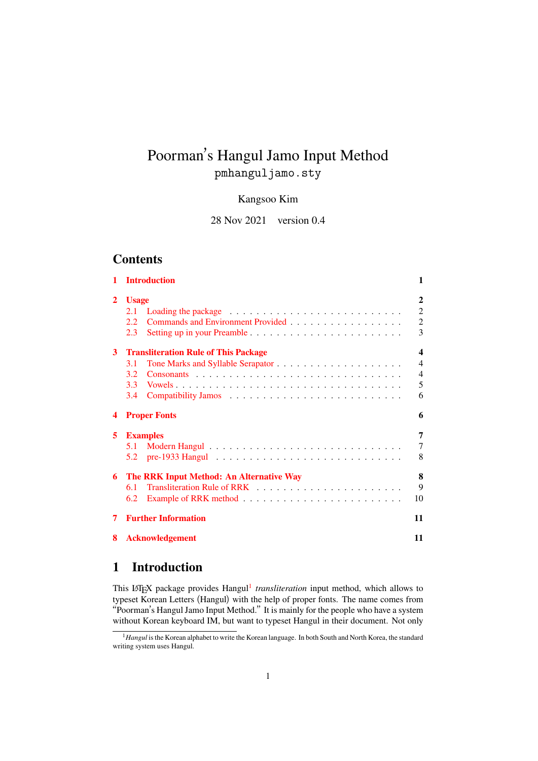# Poorman's Hangul Jamo Input Method

pmhanguljamo.sty

Kangsoo Kim

28 Nov 2021 version 0.4

## Contents

1 Introduction — 1

2 Usage — 2
- 2.1 Loading the package — 2
- 2.2 Commands and Environment Provided — 2
- 2.3 Setting up in your Preamble — 3

3 Transliteration Rule of This Package — 4
- 3.1 Tone Marks and Syllable Serapator — 4
- 3.2 Consonants — 4
- 3.3 Vowels — 5
- 3.4 Compatibility Jamos — 6

4 Proper Fonts — 6

5 Examples — 7
- 5.1 Modern Hangul — 7
- 5.2 pre-1933 Hangul — 8

6 The RRK Input Method: An Alternative Way — 8
- 6.1 Transliteration Rule of RRK — 9
- 6.2 Example of RRK method — 10

7 Further Information — 11

8 Acknowledgement — 11

## 1 Introduction

This LaTeX package provides Hangul[1] *transliteration* input method, which allows to typeset Korean Letters (Hangul) with the help of proper fonts. The name comes from "Poorman's Hangul Jamo Input Method." It is mainly for the people who have a system without Korean keyboard IM, but want to typeset Hangul in their document. Not only

[1] *Hangul* is the Korean alphabet to write the Korean language. In both South and North Korea, the standard writing system uses Hangul.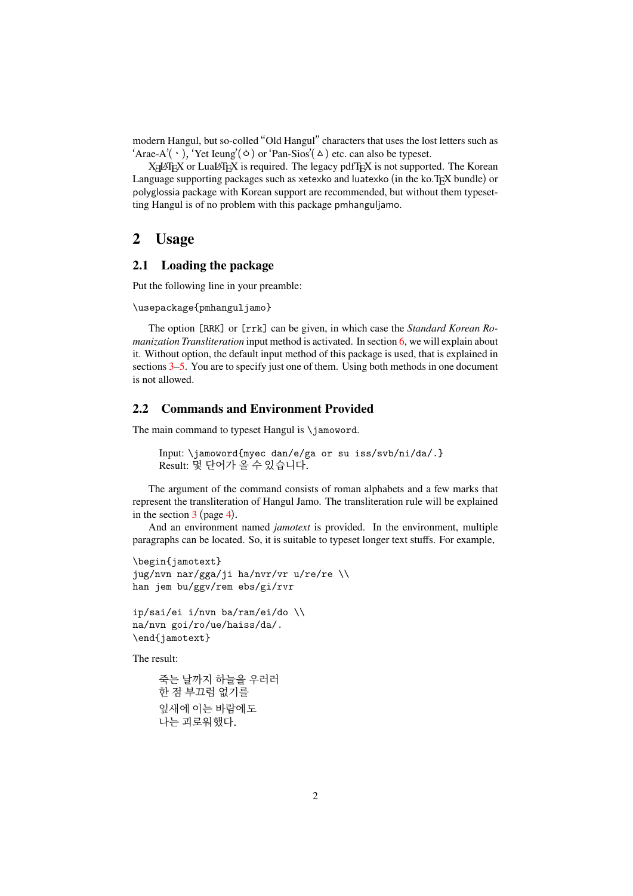modern Hangul, but so-colled "Old Hangul" characters that uses the lost letters such as 'Arae-A'(ㆍ), 'Yet Ieung'(ㆁ) or 'Pan-Sios'(ㅿ) etc. can also be typeset.

XƎLaTeX or LuaLaTeX is required. The legacy pdfTeX is not supported. The Korean Language supporting packages such as xetexko and luatexko (in the ko.TeX bundle) or polyglossia package with Korean support are recommended, but without them typesetting Hangul is of no problem with this package pmhanguljamo.

## 2 Usage

### 2.1 Loading the package

Put the following line in your preamble:

```
\usepackage{pmhanguljamo}
```

The option [RRK] or [rrk] can be given, in which case the *Standard Korean Romanization Transliteration* input method is activated. In section 6, we will explain about it. Without option, the default input method of this package is used, that is explained in sections 3–5. You are to specify just one of them. Using both methods in one document is not allowed.

### 2.2 Commands and Environment Provided

The main command to typeset Hangul is `\jamoword`.

> Input: `\jamoword{myec dan/e/ga or su iss/svb/ni/da/.}`
> Result: 몇 단어가 올 수 있습니다.

The argument of the command consists of roman alphabets and a few marks that represent the transliteration of Hangul Jamo. The transliteration rule will be explained in the section 3 (page 4).

And an environment named *jamotext* is provided. In the environment, multiple paragraphs can be located. So, it is suitable to typeset longer text stuffs. For example,

```
\begin{jamotext}
jug/nvn nar/gga/ji ha/nvr/vr u/re/re \\
han jem bu/ggv/rem ebs/gi/rvr

ip/sai/ei i/nvn ba/ram/ei/do \\
na/nvn goi/ro/ue/haiss/da/.
\end{jamotext}
```

The result:

> 죽는 날까지 하늘을 우러러
> 한 점 부끄럼 없기를
>
> 잎새에 이는 바람에도
> 나는 괴로워했다.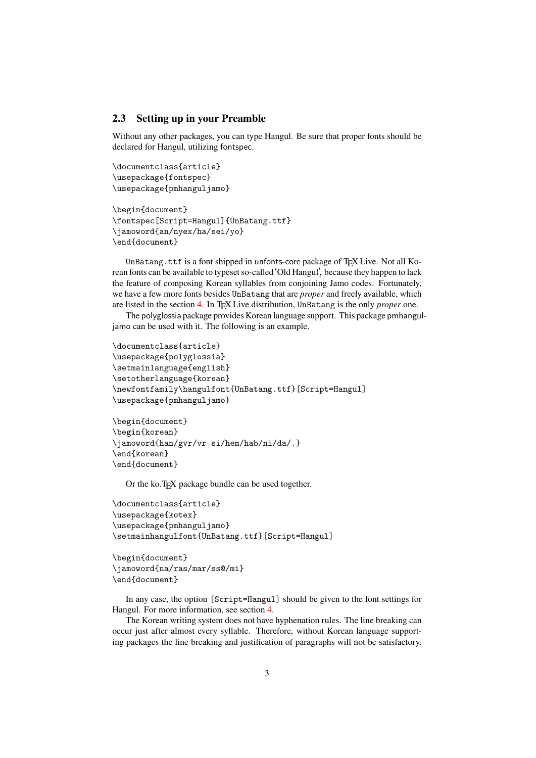## 2.3 Setting up in your Preamble

Without any other packages, you can type Hangul. Be sure that proper fonts should be declared for Hangul, utilizing fontspec.

```
\documentclass{article}
\usepackage{fontspec}
\usepackage{pmhanguljamo}

\begin{document}
\fontspec[Script=Hangul]{UnBatang.ttf}
\jamoword{an/nyex/ha/sei/yo}
\end{document}
```

`UnBatang.ttf` is a font shipped in unfonts-core package of TeX Live. Not all Korean fonts can be available to typeset so-called 'Old Hangul', because they happen to lack the feature of composing Korean syllables from conjoining Jamo codes. Fortunately, we have a few more fonts besides `UnBatang` that are *proper* and freely available, which are listed in the section 4. In TeX Live distribution, `UnBatang` is the only *proper* one.

The polyglossia package provides Korean language support. This package pmhanguljamo can be used with it. The following is an example.

```
\documentclass{article}
\usepackage{polyglossia}
\setmainlanguage{english}
\setotherlanguage{korean}
\newfontfamily\hangulfont{UnBatang.ttf}[Script=Hangul]
\usepackage{pmhanguljamo}

\begin{document}
\begin{korean}
\jamoword{han/gvr/vr si/hem/hab/ni/da/.}
\end{korean}
\end{document}
```

Or the ko.TeX package bundle can be used together.

```
\documentclass{article}
\usepackage{kotex}
\usepackage{pmhanguljamo}
\setmainhangulfont{UnBatang.ttf}[Script=Hangul]

\begin{document}
\jamoword{na/ras/mar/ss@/mi}
\end{document}
```

In any case, the option `[Script=Hangul]` should be given to the font settings for Hangul. For more information, see section 4.

The Korean writing system does not have hyphenation rules. The line breaking can occur just after almost every syllable. Therefore, without Korean language supporting packages the line breaking and justification of paragraphs will not be satisfactory.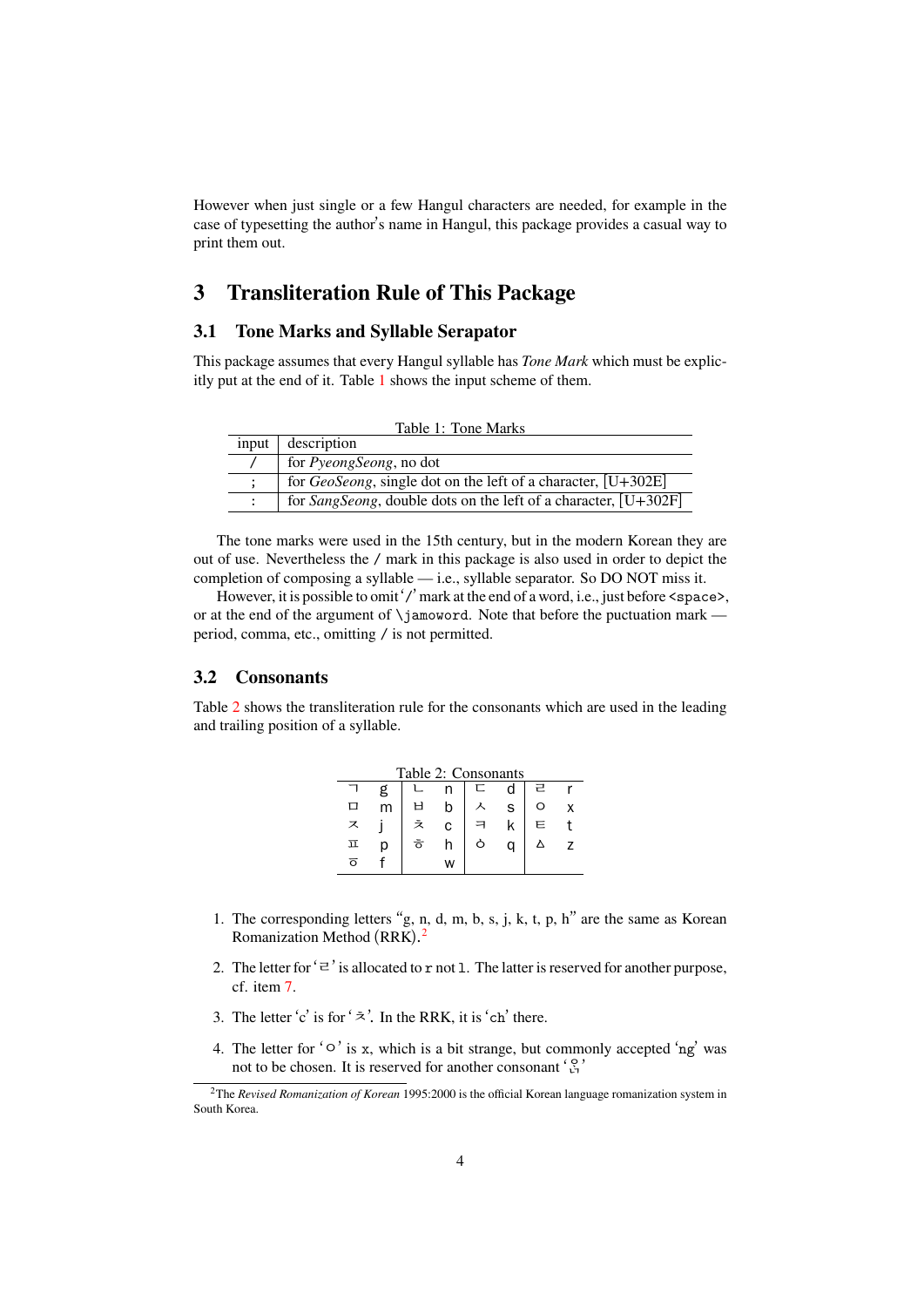However when just single or a few Hangul characters are needed, for example in the case of typesetting the author's name in Hangul, this package provides a casual way to print them out.

# 3 Transliteration Rule of This Package

## 3.1 Tone Marks and Syllable Serapator

This package assumes that every Hangul syllable has *Tone Mark* which must be explicitly put at the end of it. Table 1 shows the input scheme of them.

Table 1: Tone Marks

| input | description |
|---|---|
| / | for *PyeongSeong*, no dot |
| ; | for *GeoSeong*, single dot on the left of a character, [U+302E] |
| : | for *SangSeong*, double dots on the left of a character, [U+302F] |

The tone marks were used in the 15th century, but in the modern Korean they are out of use. Nevertheless the / mark in this package is also used in order to depict the completion of composing a syllable — i.e., syllable separator. So DO NOT miss it.

However, it is possible to omit '/' mark at the end of a word, i.e., just before `<space>`, or at the end of the argument of `\jamoword`. Note that before the puctuation mark — period, comma, etc., omitting / is not permitted.

## 3.2 Consonants

Table 2 shows the transliteration rule for the consonants which are used in the leading and trailing position of a syllable.

Table 2: Consonants

| | | | | | | | |
|---|---|---|---|---|---|---|---|
| ㄱ | g | ㄴ | n | ㄷ | d | ㄹ | r |
| ㅁ | m | ㅂ | b | ㅅ | s | ㅇ | x |
| ㅈ | j | ㅊ | c | ㅋ | k | ㅌ | t |
| ㅍ | p | ㅎ | h | ㆁ | q | ㅿ | z |
| ㆆ | f | | w | | | | |

1. The corresponding letters "g, n, d, m, b, s, j, k, t, p, h" are the same as Korean Romanization Method (RRK).[2]

2. The letter for 'ㄹ' is allocated to `r` not `l`. The latter is reserved for another purpose, cf. item 7.

3. The letter 'c' is for 'ㅊ'. In the RRK, it is 'ch' there.

4. The letter for 'ㅇ' is `x`, which is a bit strange, but commonly accepted 'ng' was not to be chosen. It is reserved for another consonant 'ㅱ'

[2]The *Revised Romanization of Korean* 1995:2000 is the official Korean language romanization system in South Korea.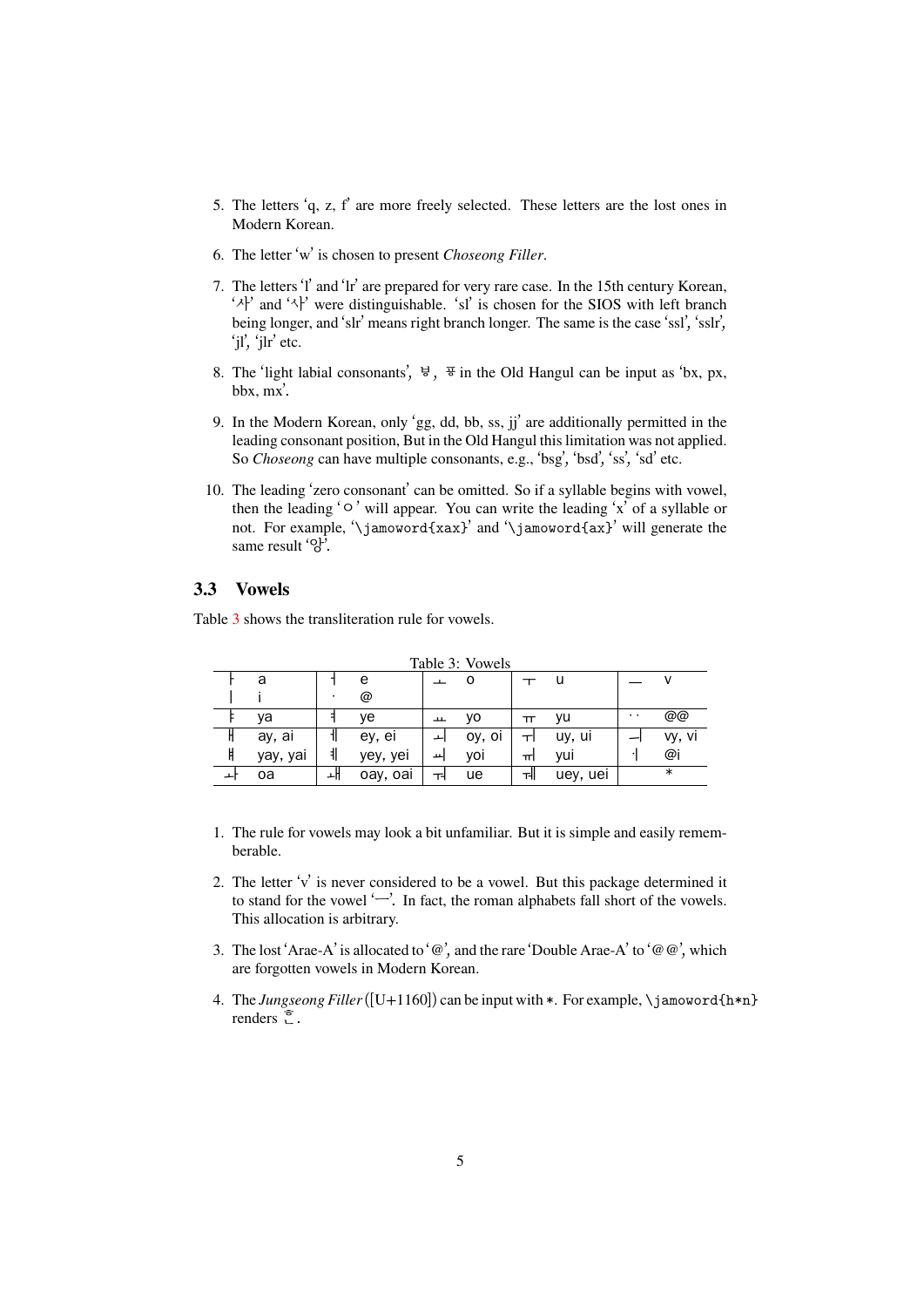5. The letters 'q, z, f' are more freely selected. These letters are the lost ones in Modern Korean.

6. The letter 'w' is chosen to present *Choseong Filler*.

7. The letters 'l' and 'lr' are prepared for very rare case. In the 15th century Korean, '사' and '사' were distinguishable. 'sl' is chosen for the SIOS with left branch being longer, and 'slr' means right branch longer. The same is the case 'ssl', 'sslr', 'jl', 'jlr' etc.

8. The 'light labial consonants', ㅸ, ㆄ in the Old Hangul can be input as 'bx, px, bbx, mx'.

9. In the Modern Korean, only 'gg, dd, bb, ss, jj' are additionally permitted in the leading consonant position, But in the Old Hangul this limitation was not applied. So *Choseong* can have multiple consonants, e.g., 'bsg', 'bsd', 'ss', 'sd' etc.

10. The leading 'zero consonant' can be omitted. So if a syllable begins with vowel, then the leading 'ㅇ' will appear. You can write the leading 'x' of a syllable or not. For example, '\jamoword{xax}' and '\jamoword{ax}' will generate the same result '앙'.

### 3.3 Vowels

Table 3 shows the transliteration rule for vowels.

Table 3: Vowels

| | | | | | | | | | |
|---|---|---|---|---|---|---|---|---|---|
| ㅏ | a | ㅓ | e | ㅗ | o | ㅜ | u | ㅡ | v |
| ㅣ | i | ㆍ | @ | | | | | | |
| ㅑ | ya | ㅕ | ye | ㅛ | yo | ㅠ | yu | ᆢ | @@ |
| ㅐ | ay, ai | ㅔ | ey, ei | ㅚ | oy, oi | ㅟ | uy, ui | ㅢ | vy, vi |
| ㅒ | yay, yai | ㅖ | yey, yei | ㆉ | yoi | ㆌ | yui | ㆎ | @i |
| ㅘ | oa | ㅙ | oay, oai | ㅝ | ue | ㅞ | uey, uei | | * |

1. The rule for vowels may look a bit unfamiliar. But it is simple and easily rememberable.

2. The letter 'v' is never considered to be a vowel. But this package determined it to stand for the vowel 'ㅡ'. In fact, the roman alphabets fall short of the vowels. This allocation is arbitrary.

3. The lost 'Arae-A' is allocated to '@', and the rare 'Double Arae-A' to '@@', which are forgotten vowels in Modern Korean.

4. The *Jungseong Filler* ([U+1160]) can be input with *. For example, \jamoword{h*n} renders ᄒᅠᆫ.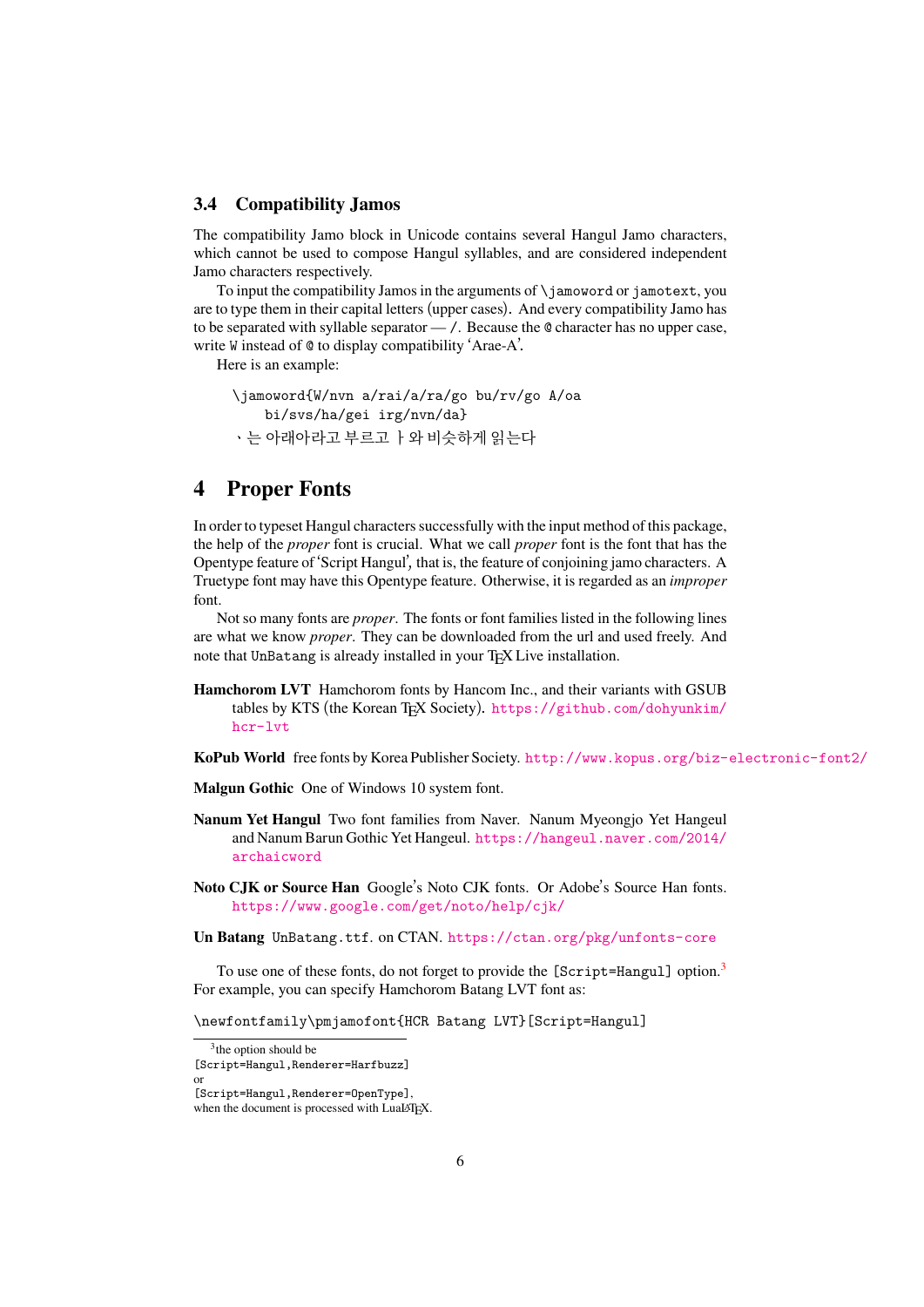### 3.4 Compatibility Jamos

The compatibility Jamo block in Unicode contains several Hangul Jamo characters, which cannot be used to compose Hangul syllables, and are considered independent Jamo characters respectively.

To input the compatibility Jamos in the arguments of `\jamoword` or `jamotext`, you are to type them in their capital letters (upper cases). And every compatibility Jamo has to be separated with syllable separator — `/`. Because the `@` character has no upper case, write `W` instead of `@` to display compatibility 'Arae-A'.

Here is an example:

```
\jamoword{W/nvn a/rai/a/ra/go bu/rv/go A/oa
    bi/svs/ha/gei irg/nvn/da}
```

ㆍ는 아래아라고 부르고 ㅏ와 비슷하게 읽는다

## 4 Proper Fonts

In order to typeset Hangul characters successfully with the input method of this package, the help of the *proper* font is crucial. What we call *proper* font is the font that has the Opentype feature of 'Script Hangul', that is, the feature of conjoining jamo characters. A Truetype font may have this Opentype feature. Otherwise, it is regarded as an *improper* font.

Not so many fonts are *proper*. The fonts or font families listed in the following lines are what we know *proper*. They can be downloaded from the url and used freely. And note that `UnBatang` is already installed in your TEX Live installation.

**Hamchorom LVT** Hamchorom fonts by Hancom Inc., and their variants with GSUB tables by KTS (the Korean TEX Society). https://github.com/dohyunkim/hcr-lvt

**KoPub World** free fonts by Korea Publisher Society. http://www.kopus.org/biz-electronic-font2/

**Malgun Gothic** One of Windows 10 system font.

**Nanum Yet Hangul** Two font families from Naver. Nanum Myeongjo Yet Hangeul and Nanum Barun Gothic Yet Hangeul. https://hangeul.naver.com/2014/archaicword

**Noto CJK or Source Han** Google's Noto CJK fonts. Or Adobe's Source Han fonts. https://www.google.com/get/noto/help/cjk/

**Un Batang** `UnBatang.ttf`. on CTAN. https://ctan.org/pkg/unfonts-core

To use one of these fonts, do not forget to provide the `[Script=Hangul]` option.[3] For example, you can specify Hamchorom Batang LVT font as:

```
\newfontfamily\pmjamofont{HCR Batang LVT}[Script=Hangul]
```

[3] the option should be `[Script=Hangul,Renderer=Harfbuzz]` or `[Script=Hangul,Renderer=OpenType]`, when the document is processed with LuaLaTeX.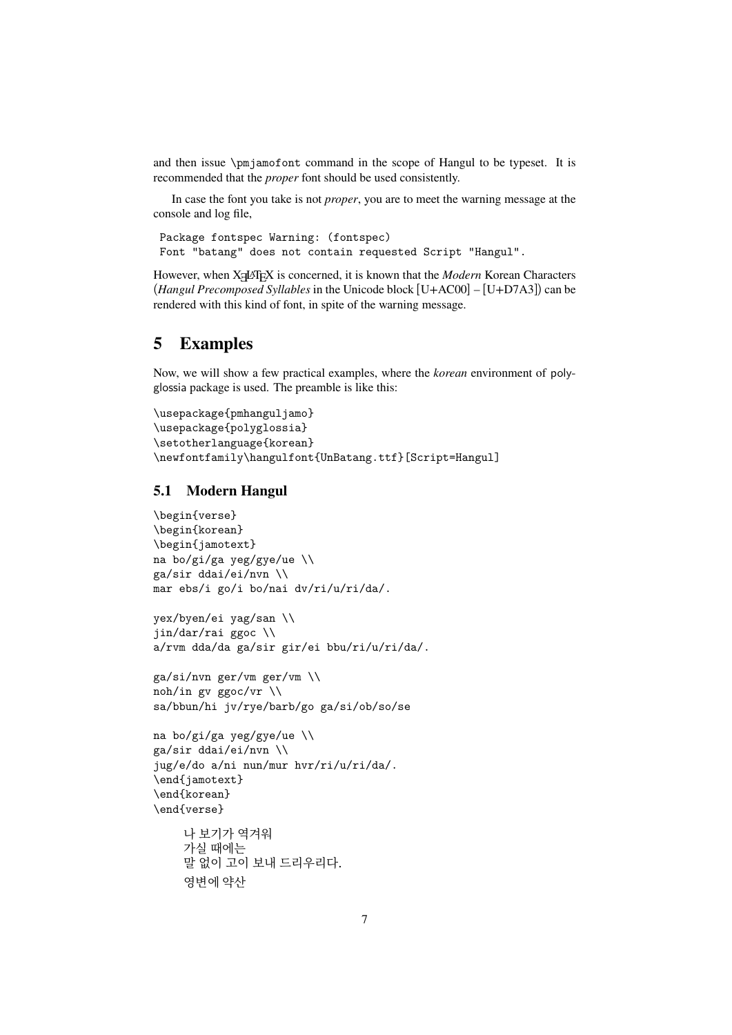and then issue `\pmjamofont` command in the scope of Hangul to be typeset. It is recommended that the *proper* font should be used consistently.

In case the font you take is not *proper*, you are to meet the warning message at the console and log file,

```
Package fontspec Warning: (fontspec)
Font "batang" does not contain requested Script "Hangul".
```

However, when XƎLaTeX is concerned, it is known that the *Modern* Korean Characters (*Hangul Precomposed Syllables* in the Unicode block [U+AC00] – [U+D7A3]) can be rendered with this kind of font, in spite of the warning message.

# 5 Examples

Now, we will show a few practical examples, where the *korean* environment of polyglossia package is used. The preamble is like this:

```
\usepackage{pmhanguljamo}
\usepackage{polyglossia}
\setotherlanguage{korean}
\newfontfamily\hangulfont{UnBatang.ttf}[Script=Hangul]
```

## 5.1 Modern Hangul

```
\begin{verse}
\begin{korean}
\begin{jamotext}
na bo/gi/ga yeg/gye/ue \\
ga/sir ddai/ei/nvn \\
mar ebs/i go/i bo/nai dv/ri/u/ri/da/.

yex/byen/ei yag/san \\
jin/dar/rai ggoc \\
a/rvm dda/da ga/sir gir/ei bbu/ri/u/ri/da/.

ga/si/nvn ger/vm ger/vm \\
noh/in gv ggoc/vr \\
sa/bbun/hi jv/rye/barb/go ga/si/ob/so/se

na bo/gi/ga yeg/gye/ue \\
ga/sir ddai/ei/nvn \\
jug/e/do a/ni nun/mur hvr/ri/u/ri/da/.
\end{jamotext}
\end{korean}
\end{verse}
```

나 보기가 역겨워
가실 때에는
말 없이 고이 보내 드리우리다.

영변에 약산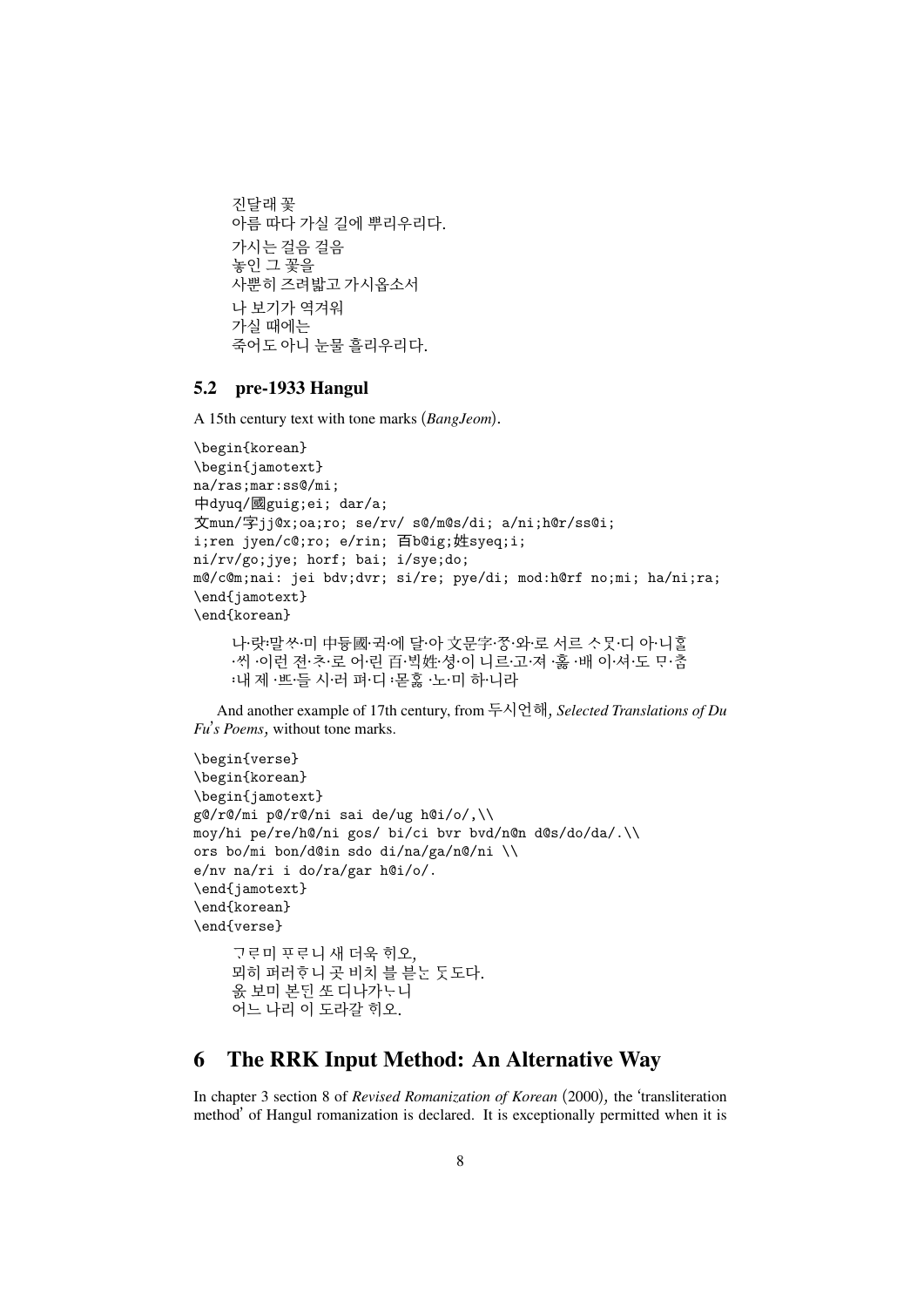진달래 꽃
아름 따다 가실 길에 뿌리우리다.

가시는 걸음 걸음
놓인 그 꽃을
사뿐히 즈려밟고 가시옵소서

나 보기가 역겨워
가실 때에는
죽어도 아니 눈물 흘리우리다.

## 5.2 pre-1933 Hangul

A 15th century text with tone marks (*BangJeom*).

```
\begin{korean}
\begin{jamotext}
na/ras;mar:ss@/mi;
中dyuq/國guig;ei; dar/a;
文mun/字jj@x;oa;ro; se/rv/ s@/m@s/di; a/ni;h@r/ss@i;
i;ren jyen/c@;ro; e/rin; 百b@ig;姓syeq;i;
ni/rv/go;jye; horf; bai; i/sye;do;
m@/c@m;nai: jei bdv;dvr; si/re; pye/di; mod:h@rf no;mi; ha/ni;ra;
\end{jamotext}
\end{korean}
```

나·랏:말ᄊᆞ·미 中듀國·귁·에 달·아 文문字·ᄍᆞᆼ·와·로 서르 ᄉᆞᄆᆞᆺ·디 아·니ᄒᆞᆯ
·ᄊᆡ ·이런 젼·ᄎᆞ·로 어·린 百·ᄇᆡᆨ姓·셩·이 니르·고·져 ·홇 ·배 이·셔·도 ᄆᆞ·ᄎᆞᆷ
:내 제 ·ᄠᅳ·들 시·러 펴·디 :몯ᄒᆞᇙ ·노·미 하·니라

And another example of 17th century, from 두시언해, *Selected Translations of Du Fu's Poems,* without tone marks.

```
\begin{verse}
\begin{korean}
\begin{jamotext}
g@/r@/mi p@/r@/ni sai de/ug h@i/o/,\\
moy/hi pe/re/h@/ni gos/ bi/ci bvr bvd/n@n d@s/do/da/.\\
ors bo/mi bon/d@in sdo di/na/ga/n@/ni \\
e/nv na/ri i do/ra/gar h@i/o/.
\end{jamotext}
\end{korean}
\end{verse}
```

ᄀᆞᄅᆞ미 ᄑᆞᄅᆞ니 새 더욱 ᄒᆡ오,
뫼히 퍼러ᄒᆞ니 곳 비치 블 븓ᄂᆞᆫ ᄃᆞᆺ도다.
옰 보미 본ᄃᆡᆫ ᄯᅩ 디나가ᄂᆞ니
어느 나리 이 도라갈 ᄒᆡ오.

# 6 The RRK Input Method: An Alternative Way

In chapter 3 section 8 of *Revised Romanization of Korean* (2000), the 'transliteration method' of Hangul romanization is declared. It is exceptionally permitted when it is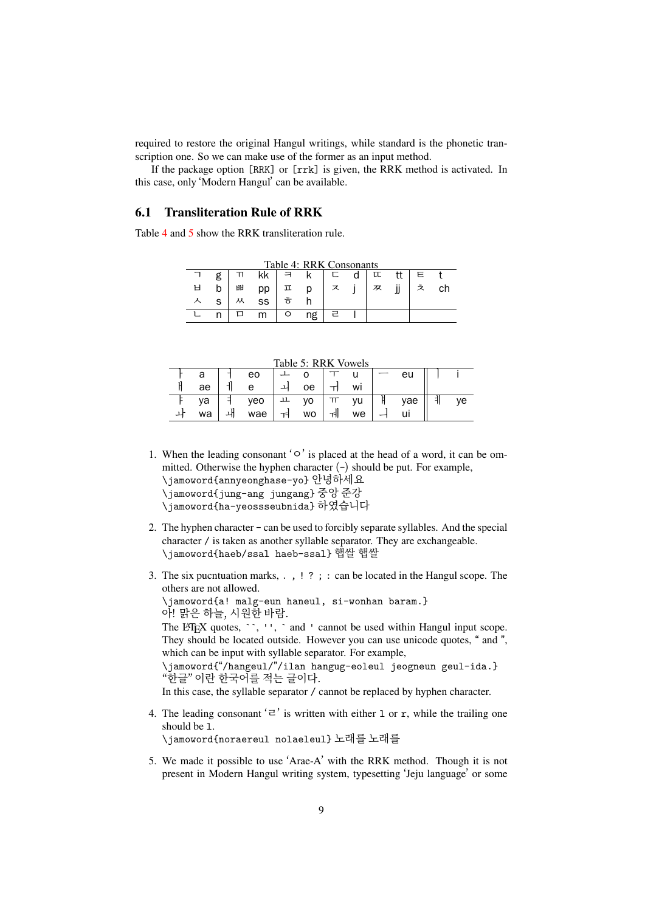required to restore the original Hangul writings, while standard is the phonetic transcription one. So we can make use of the former as an input method.

If the package option [RRK] or [rrk] is given, the RRK method is activated. In this case, only 'Modern Hangul' can be available.

## 6.1 Transliteration Rule of RRK

Table 4 and 5 show the RRK transliteration rule.

Table 4: RRK Consonants

| | | | | | | | | | | | |
|---|---|---|---|---|---|---|---|---|---|---|---|
| ㄱ | g | ㄲ | kk | ㅋ | k | ㄷ | d | ㄸ | tt | ㅌ | t |
| ㅂ | b | ㅃ | pp | ㅍ | p | ㅈ | j | ㅉ | jj | ㅊ | ch |
| ㅅ | s | ㅆ | ss | ㅎ | h | | | | | | |
| ㄴ | n | ㅁ | m | ㅇ | ng | ㄹ | l | | | | |

Table 5: RRK Vowels

| | | | | | | | | | | | | | |
|---|---|---|---|---|---|---|---|---|---|---|---|---|---|
| ㅏ | a | ㅓ | eo | ㅗ | o | ㅜ | u | ㅡ | eu | | | ㅣ | i |
| ㅐ | ae | ㅔ | e | ㅚ | oe | ㅟ | wi | | | | | | |
| ㅑ | ya | ㅕ | yeo | ㅛ | yo | ㅠ | yu | ㅒ | yae | | | ㅖ | ye |
| ㅘ | wa | ㅙ | wae | ㅝ | wo | ㅞ | we | ㅢ | ui | | | | |

1. When the leading consonant 'ㅇ' is placed at the head of a word, it can be ommitted. Otherwise the hyphen character (-) should be put. For example,
   \jamoword{annyeonghase-yo} 안녕하세요
   \jamoword{jung-ang jungang} 중앙 준강
   \jamoword{ha-yeossseubnida} 하였습니다

2. The hyphen character - can be used to forcibly separate syllables. And the special character / is taken as another syllable separator. They are exchangeable.
   \jamoword{haeb/ssal haeb-ssal} 햅쌀 햅쌀

3. The six pucntuation marks, . , ! ? ; : can be located in the Hangul scope. The others are not allowed.
   \jamoword{a! malg-eun haneul, si-wonhan baram.}
   아! 맑은 하늘, 시원한 바람.
   The LaTeX quotes, ``, '', ` and ' cannot be used within Hangul input scope. They should be located outside. However you can use unicode quotes, " and ", which can be input with syllable separator. For example,
   \jamoword{"/hangeul/"/ilan hangug-eoleul jeogneun geul-ida.}
   "한글" 이란 한국어를 적는 글이다.
   In this case, the syllable separator / cannot be replaced by hyphen character.

4. The leading consonant 'ㄹ' is written with either l or r, while the trailing one should be l.
   \jamoword{noraereul nolaeleul} 노래를 노래를

5. We made it possible to use 'Arae-A' with the RRK method. Though it is not present in Modern Hangul writing system, typesetting 'Jeju language' or some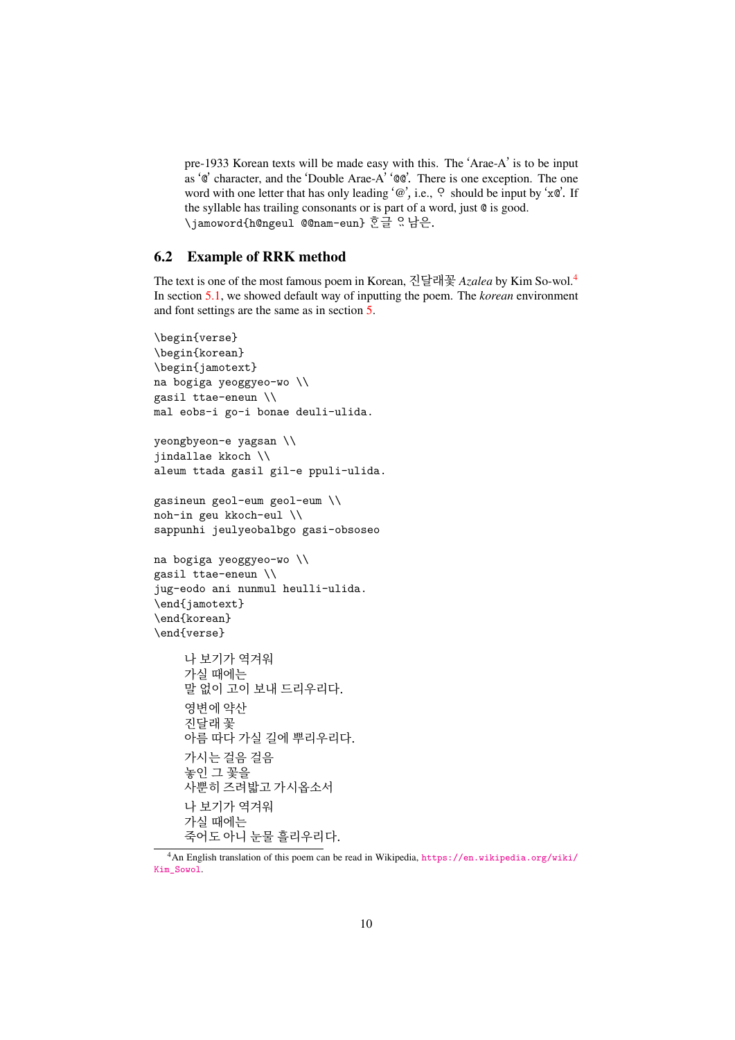pre-1933 Korean texts will be made easy with this. The 'Arae-A' is to be input as '@' character, and the 'Double Arae-A' '@@'. There is one exception. The one word with one letter that has only leading '@', i.e., ᄋᆞ should be input by 'x@'. If the syllable has trailing consonants or is part of a word, just @ is good. \jamoword{h@ngeul @@nam-eun} ᄒᆞᆫ글 ᄋᆢ남은.

## 6.2 Example of RRK method

The text is one of the most famous poem in Korean, 진달래꽃 *Azalea* by Kim So-wol.[4] In section 5.1, we showed default way of inputting the poem. The *korean* environment and font settings are the same as in section 5.

```
\begin{verse}
\begin{korean}
\begin{jamotext}
na bogiga yeoggyeo-wo \\
gasil ttae-eneun \\
mal eobs-i go-i bonae deuli-ulida.

yeongbyeon-e yagsan \\
jindallae kkoch \\
aleum ttada gasil gil-e ppuli-ulida.

gasineun geol-eum geol-eum \\
noh-in geu kkoch-eul \\
sappunhi jeulyeobalbgo gasi-obsoseo

na bogiga yeoggyeo-wo \\
gasil ttae-eneun \\
jug-eodo ani nunmul heulli-ulida.
\end{jamotext}
\end{korean}
\end{verse}
```

나 보기가 역겨워
가실 때에는
말 없이 고이 보내 드리우리다.

영변에 약산
진달래 꽃
아름 따다 가실 길에 뿌리우리다.

가시는 걸음 걸음
놓인 그 꽃을
사뿐히 즈려밟고 가시옵소서

나 보기가 역겨워
가실 때에는
죽어도 아니 눈물 흘리우리다.

[4] An English translation of this poem can be read in Wikipedia, https://en.wikipedia.org/wiki/Kim_Sowol.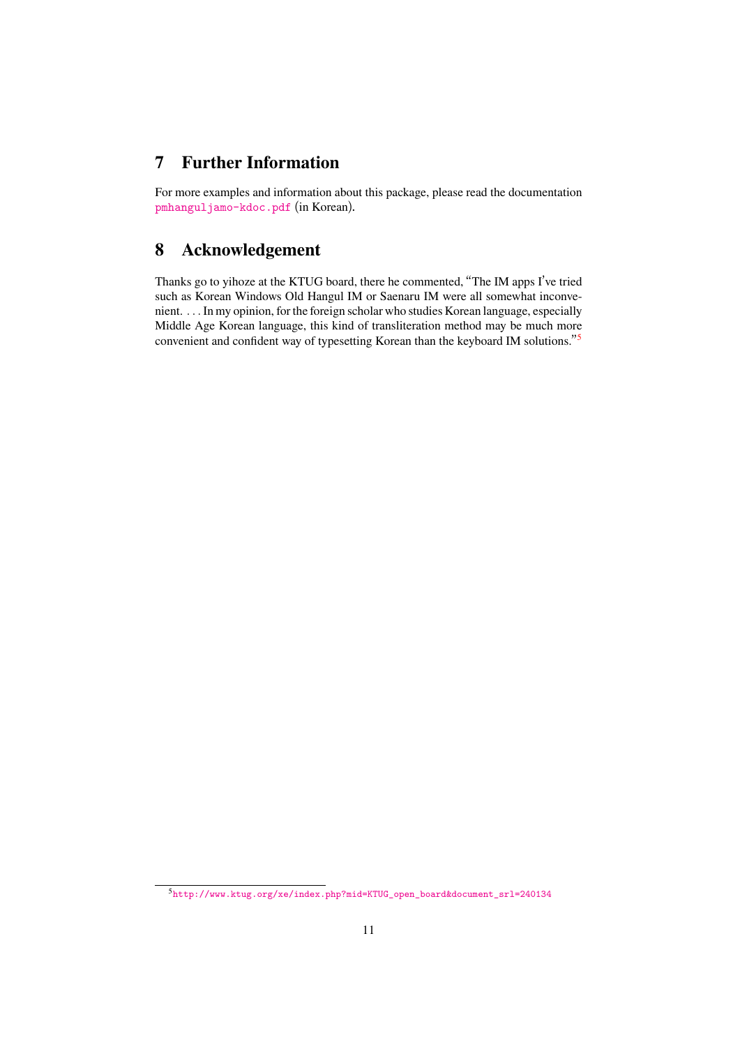## 7 Further Information

For more examples and information about this package, please read the documentation pmhanguljamo-kdoc.pdf (in Korean).

## 8 Acknowledgement

Thanks go to yihoze at the KTUG board, there he commented, "The IM apps I've tried such as Korean Windows Old Hangul IM or Saenaru IM were all somewhat inconvenient. . . . In my opinion, for the foreign scholar who studies Korean language, especially Middle Age Korean language, this kind of transliteration method may be much more convenient and confident way of typesetting Korean than the keyboard IM solutions."[5]

[5] http://www.ktug.org/xe/index.php?mid=KTUG_open_board&document_srl=240134